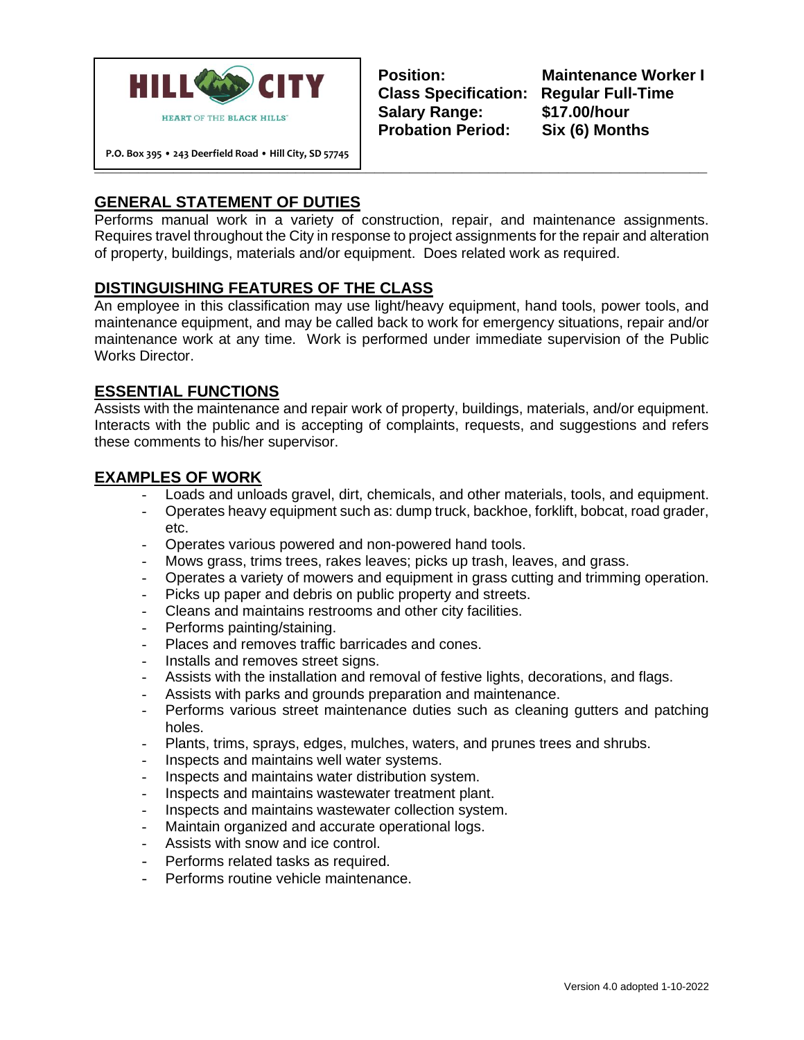**HILL CITY**

HEART OF THE BLACK HILLS

P.O. Box 395 • 243 Deerfield Road • Hill City, SD 57745

| | |
|---|---|
| **Position:** | **Maintenance Worker I** |
| **Class Specification:** | **Regular Full-Time** |
| **Salary Range:** | **$17.00/hour** |
| **Probation Period:** | **Six (6) Months** |

## GENERAL STATEMENT OF DUTIES

Performs manual work in a variety of construction, repair, and maintenance assignments. Requires travel throughout the City in response to project assignments for the repair and alteration of property, buildings, materials and/or equipment. Does related work as required.

## DISTINGUISHING FEATURES OF THE CLASS

An employee in this classification may use light/heavy equipment, hand tools, power tools, and maintenance equipment, and may be called back to work for emergency situations, repair and/or maintenance work at any time. Work is performed under immediate supervision of the Public Works Director.

## ESSENTIAL FUNCTIONS

Assists with the maintenance and repair work of property, buildings, materials, and/or equipment. Interacts with the public and is accepting of complaints, requests, and suggestions and refers these comments to his/her supervisor.

## EXAMPLES OF WORK

- Loads and unloads gravel, dirt, chemicals, and other materials, tools, and equipment.
- Operates heavy equipment such as: dump truck, backhoe, forklift, bobcat, road grader, etc.
- Operates various powered and non-powered hand tools.
- Mows grass, trims trees, rakes leaves; picks up trash, leaves, and grass.
- Operates a variety of mowers and equipment in grass cutting and trimming operation.
- Picks up paper and debris on public property and streets.
- Cleans and maintains restrooms and other city facilities.
- Performs painting/staining.
- Places and removes traffic barricades and cones.
- Installs and removes street signs.
- Assists with the installation and removal of festive lights, decorations, and flags.
- Assists with parks and grounds preparation and maintenance.
- Performs various street maintenance duties such as cleaning gutters and patching holes.
- Plants, trims, sprays, edges, mulches, waters, and prunes trees and shrubs.
- Inspects and maintains well water systems.
- Inspects and maintains water distribution system.
- Inspects and maintains wastewater treatment plant.
- Inspects and maintains wastewater collection system.
- Maintain organized and accurate operational logs.
- Assists with snow and ice control.
- Performs related tasks as required.
- Performs routine vehicle maintenance.

Version 4.0 adopted 1-10-2022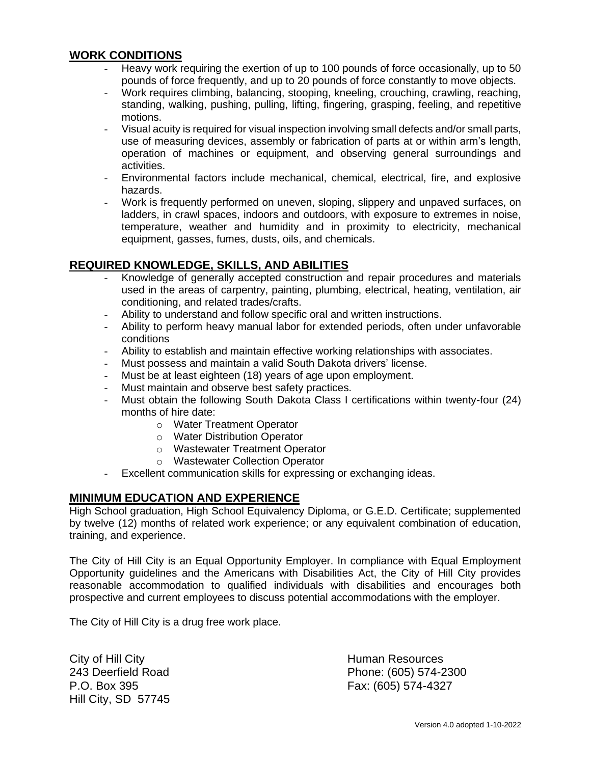## WORK CONDITIONS

- Heavy work requiring the exertion of up to 100 pounds of force occasionally, up to 50 pounds of force frequently, and up to 20 pounds of force constantly to move objects.
- Work requires climbing, balancing, stooping, kneeling, crouching, crawling, reaching, standing, walking, pushing, pulling, lifting, fingering, grasping, feeling, and repetitive motions.
- Visual acuity is required for visual inspection involving small defects and/or small parts, use of measuring devices, assembly or fabrication of parts at or within arm's length, operation of machines or equipment, and observing general surroundings and activities.
- Environmental factors include mechanical, chemical, electrical, fire, and explosive hazards.
- Work is frequently performed on uneven, sloping, slippery and unpaved surfaces, on ladders, in crawl spaces, indoors and outdoors, with exposure to extremes in noise, temperature, weather and humidity and in proximity to electricity, mechanical equipment, gasses, fumes, dusts, oils, and chemicals.

## REQUIRED KNOWLEDGE, SKILLS, AND ABILITIES

- Knowledge of generally accepted construction and repair procedures and materials used in the areas of carpentry, painting, plumbing, electrical, heating, ventilation, air conditioning, and related trades/crafts.
- Ability to understand and follow specific oral and written instructions.
- Ability to perform heavy manual labor for extended periods, often under unfavorable conditions
- Ability to establish and maintain effective working relationships with associates.
- Must possess and maintain a valid South Dakota drivers' license.
- Must be at least eighteen (18) years of age upon employment.
- Must maintain and observe best safety practices.
- Must obtain the following South Dakota Class I certifications within twenty-four (24) months of hire date:
  - Water Treatment Operator
  - Water Distribution Operator
  - Wastewater Treatment Operator
  - Wastewater Collection Operator
- Excellent communication skills for expressing or exchanging ideas.

## MINIMUM EDUCATION AND EXPERIENCE

High School graduation, High School Equivalency Diploma, or G.E.D. Certificate; supplemented by twelve (12) months of related work experience; or any equivalent combination of education, training, and experience.

The City of Hill City is an Equal Opportunity Employer. In compliance with Equal Employment Opportunity guidelines and the Americans with Disabilities Act, the City of Hill City provides reasonable accommodation to qualified individuals with disabilities and encourages both prospective and current employees to discuss potential accommodations with the employer.

The City of Hill City is a drug free work place.

City of Hill City
243 Deerfield Road
P.O. Box 395
Hill City, SD 57745

Human Resources
Phone: (605) 574-2300
Fax: (605) 574-4327

Version 4.0 adopted 1-10-2022